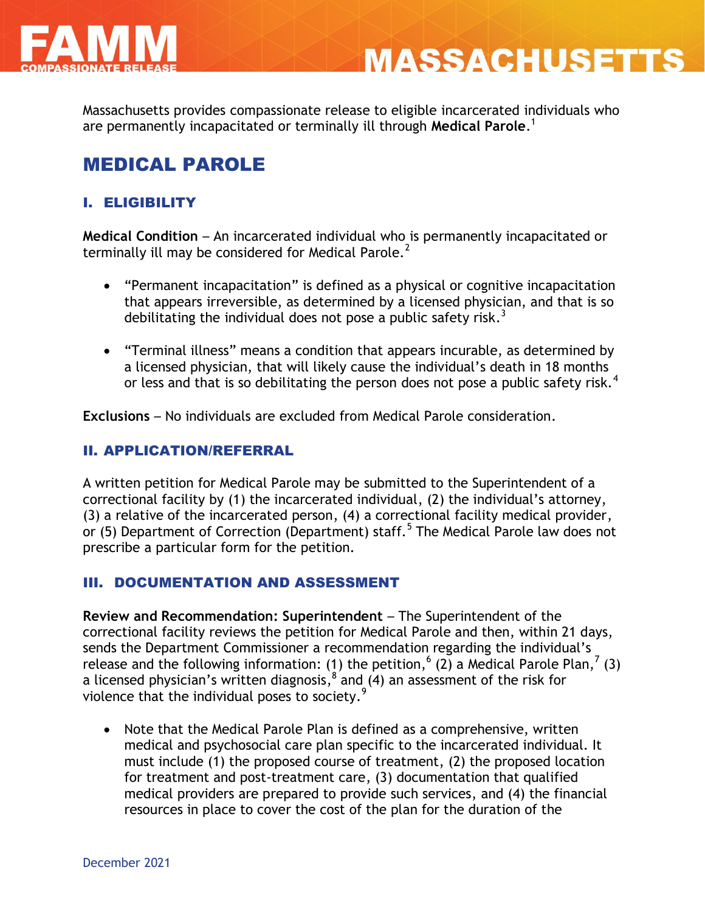# MASSACHUSETTS

Massachusetts provides compassionate release to eligible incarcerated individuals who are permanently incapacitated or terminally ill through **Medical Parole**.[1]

## MEDICAL PAROLE

### I. ELIGIBILITY

**Medical Condition** – An incarcerated individual who is permanently incapacitated or terminally ill may be considered for Medical Parole.[2]

- "Permanent incapacitation" is defined as a physical or cognitive incapacitation that appears irreversible, as determined by a licensed physician, and that is so debilitating the individual does not pose a public safety risk.[3]
- "Terminal illness" means a condition that appears incurable, as determined by a licensed physician, that will likely cause the individual's death in 18 months or less and that is so debilitating the person does not pose a public safety risk.[4]

**Exclusions** – No individuals are excluded from Medical Parole consideration.

### II. APPLICATION/REFERRAL

A written petition for Medical Parole may be submitted to the Superintendent of a correctional facility by (1) the incarcerated individual, (2) the individual's attorney, (3) a relative of the incarcerated person, (4) a correctional facility medical provider, or (5) Department of Correction (Department) staff.[5] The Medical Parole law does not prescribe a particular form for the petition.

### III. DOCUMENTATION AND ASSESSMENT

**Review and Recommendation: Superintendent** – The Superintendent of the correctional facility reviews the petition for Medical Parole and then, within 21 days, sends the Department Commissioner a recommendation regarding the individual's release and the following information: (1) the petition,[6] (2) a Medical Parole Plan,[7] (3) a licensed physician's written diagnosis,[8] and (4) an assessment of the risk for violence that the individual poses to society.[9]

- Note that the Medical Parole Plan is defined as a comprehensive, written medical and psychosocial care plan specific to the incarcerated individual. It must include (1) the proposed course of treatment, (2) the proposed location for treatment and post-treatment care, (3) documentation that qualified medical providers are prepared to provide such services, and (4) the financial resources in place to cover the cost of the plan for the duration of the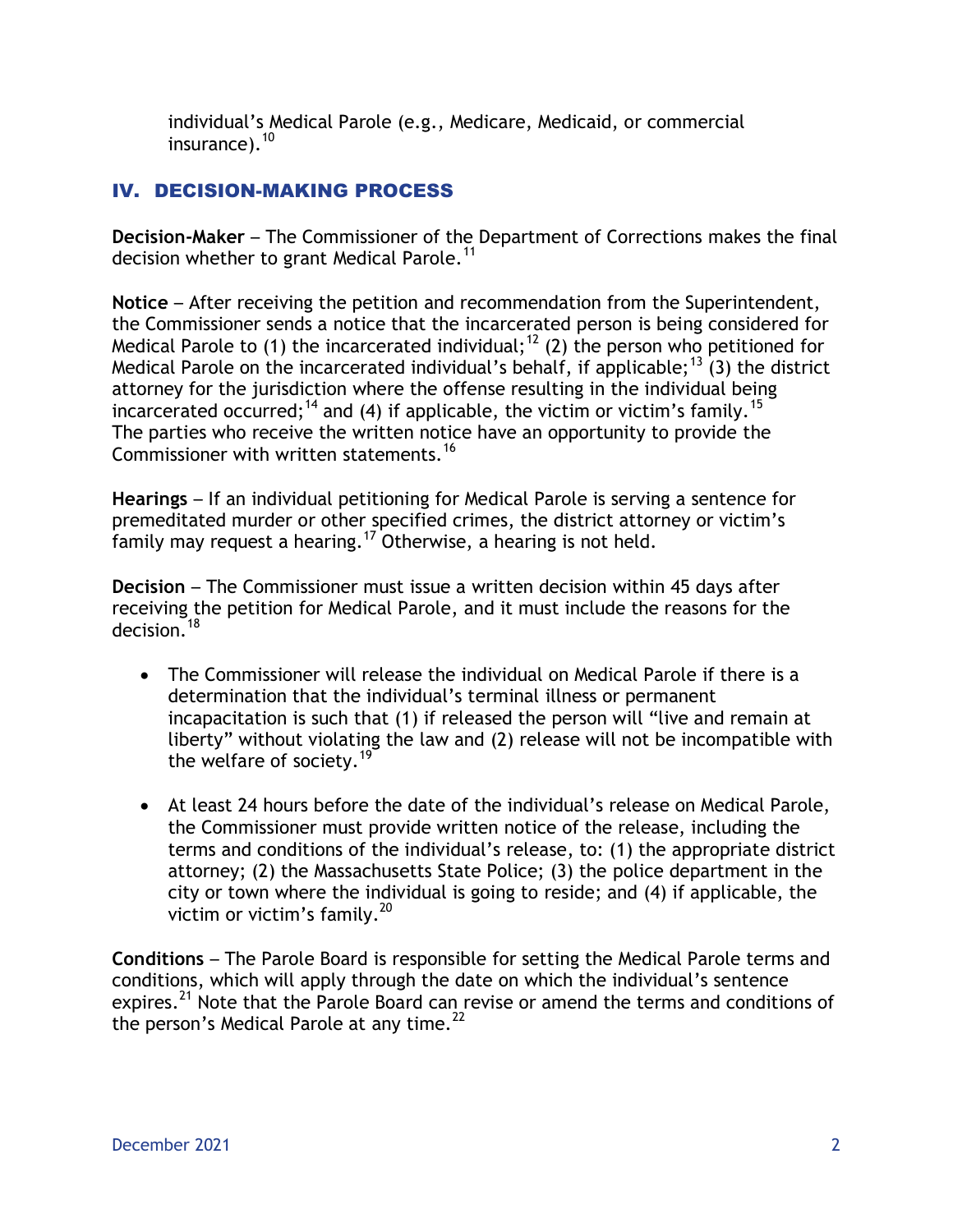individual's Medical Parole (e.g., Medicare, Medicaid, or commercial insurance).[10]

## IV. DECISION-MAKING PROCESS

**Decision-Maker** – The Commissioner of the Department of Corrections makes the final decision whether to grant Medical Parole.[11]

**Notice** – After receiving the petition and recommendation from the Superintendent, the Commissioner sends a notice that the incarcerated person is being considered for Medical Parole to (1) the incarcerated individual;[12] (2) the person who petitioned for Medical Parole on the incarcerated individual's behalf, if applicable;[13] (3) the district attorney for the jurisdiction where the offense resulting in the individual being incarcerated occurred;[14] and (4) if applicable, the victim or victim's family.[15] The parties who receive the written notice have an opportunity to provide the Commissioner with written statements.[16]

**Hearings** – If an individual petitioning for Medical Parole is serving a sentence for premeditated murder or other specified crimes, the district attorney or victim's family may request a hearing.[17] Otherwise, a hearing is not held.

**Decision** – The Commissioner must issue a written decision within 45 days after receiving the petition for Medical Parole, and it must include the reasons for the decision.[18]

- The Commissioner will release the individual on Medical Parole if there is a determination that the individual's terminal illness or permanent incapacitation is such that (1) if released the person will "live and remain at liberty" without violating the law and (2) release will not be incompatible with the welfare of society.[19]
- At least 24 hours before the date of the individual's release on Medical Parole, the Commissioner must provide written notice of the release, including the terms and conditions of the individual's release, to: (1) the appropriate district attorney; (2) the Massachusetts State Police; (3) the police department in the city or town where the individual is going to reside; and (4) if applicable, the victim or victim's family.[20]

**Conditions** – The Parole Board is responsible for setting the Medical Parole terms and conditions, which will apply through the date on which the individual's sentence expires.[21] Note that the Parole Board can revise or amend the terms and conditions of the person's Medical Parole at any time.[22]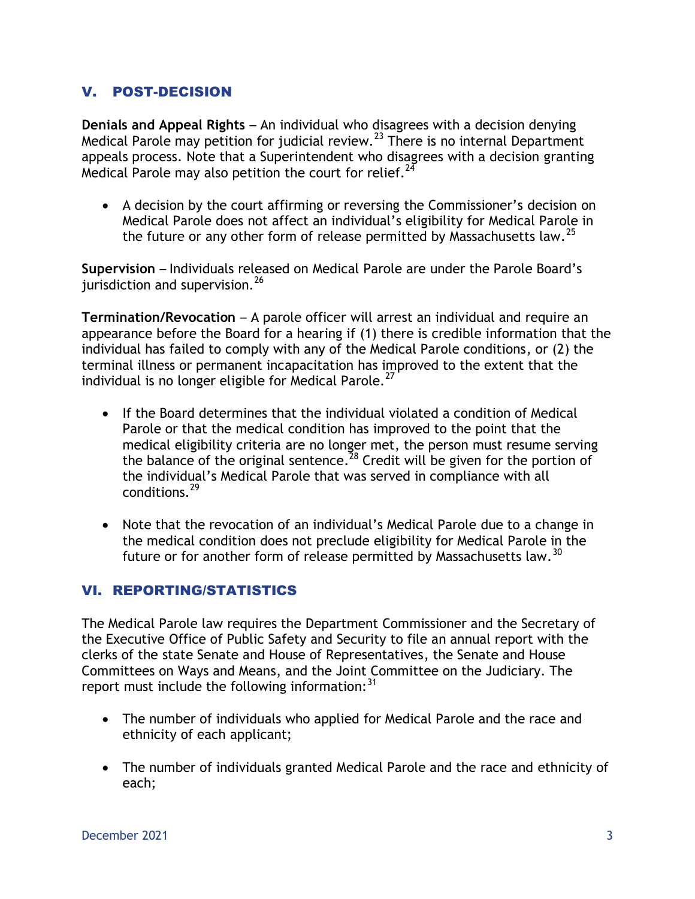## V. POST-DECISION

**Denials and Appeal Rights** – An individual who disagrees with a decision denying Medical Parole may petition for judicial review.[23] There is no internal Department appeals process. Note that a Superintendent who disagrees with a decision granting Medical Parole may also petition the court for relief.[24]

- A decision by the court affirming or reversing the Commissioner's decision on Medical Parole does not affect an individual's eligibility for Medical Parole in the future or any other form of release permitted by Massachusetts law.[25]

**Supervision** – Individuals released on Medical Parole are under the Parole Board's jurisdiction and supervision.[26]

**Termination/Revocation** – A parole officer will arrest an individual and require an appearance before the Board for a hearing if (1) there is credible information that the individual has failed to comply with any of the Medical Parole conditions, or (2) the terminal illness or permanent incapacitation has improved to the extent that the individual is no longer eligible for Medical Parole.[27]

- If the Board determines that the individual violated a condition of Medical Parole or that the medical condition has improved to the point that the medical eligibility criteria are no longer met, the person must resume serving the balance of the original sentence.[28] Credit will be given for the portion of the individual's Medical Parole that was served in compliance with all conditions.[29]

- Note that the revocation of an individual's Medical Parole due to a change in the medical condition does not preclude eligibility for Medical Parole in the future or for another form of release permitted by Massachusetts law.[30]

## VI. REPORTING/STATISTICS

The Medical Parole law requires the Department Commissioner and the Secretary of the Executive Office of Public Safety and Security to file an annual report with the clerks of the state Senate and House of Representatives, the Senate and House Committees on Ways and Means, and the Joint Committee on the Judiciary. The report must include the following information:[31]

- The number of individuals who applied for Medical Parole and the race and ethnicity of each applicant;

- The number of individuals granted Medical Parole and the race and ethnicity of each;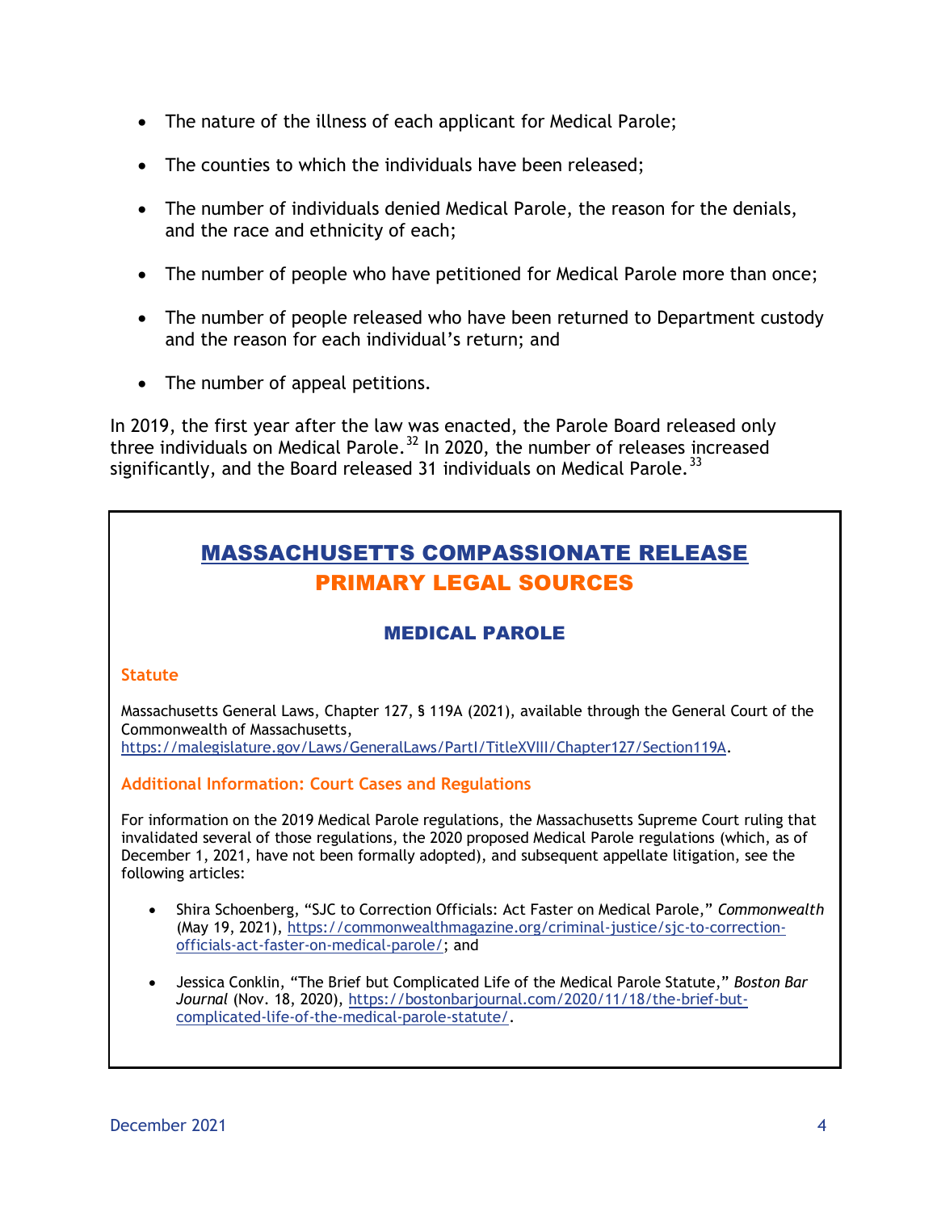- The nature of the illness of each applicant for Medical Parole;
- The counties to which the individuals have been released;
- The number of individuals denied Medical Parole, the reason for the denials, and the race and ethnicity of each;
- The number of people who have petitioned for Medical Parole more than once;
- The number of people released who have been returned to Department custody and the reason for each individual's return; and
- The number of appeal petitions.

In 2019, the first year after the law was enacted, the Parole Board released only three individuals on Medical Parole.[32] In 2020, the number of releases increased significantly, and the Board released 31 individuals on Medical Parole.[33]

## MASSACHUSETTS COMPASSIONATE RELEASE PRIMARY LEGAL SOURCES

### MEDICAL PAROLE

#### Statute

Massachusetts General Laws, Chapter 127, § 119A (2021), available through the General Court of the Commonwealth of Massachusetts, https://malegislature.gov/Laws/GeneralLaws/PartI/TitleXVIII/Chapter127/Section119A.

#### Additional Information: Court Cases and Regulations

For information on the 2019 Medical Parole regulations, the Massachusetts Supreme Court ruling that invalidated several of those regulations, the 2020 proposed Medical Parole regulations (which, as of December 1, 2021, have not been formally adopted), and subsequent appellate litigation, see the following articles:

- Shira Schoenberg, "SJC to Correction Officials: Act Faster on Medical Parole," *Commonwealth* (May 19, 2021), https://commonwealthmagazine.org/criminal-justice/sjc-to-correction-officials-act-faster-on-medical-parole/; and
- Jessica Conklin, "The Brief but Complicated Life of the Medical Parole Statute," *Boston Bar Journal* (Nov. 18, 2020), https://bostonbarjournal.com/2020/11/18/the-brief-but-complicated-life-of-the-medical-parole-statute/.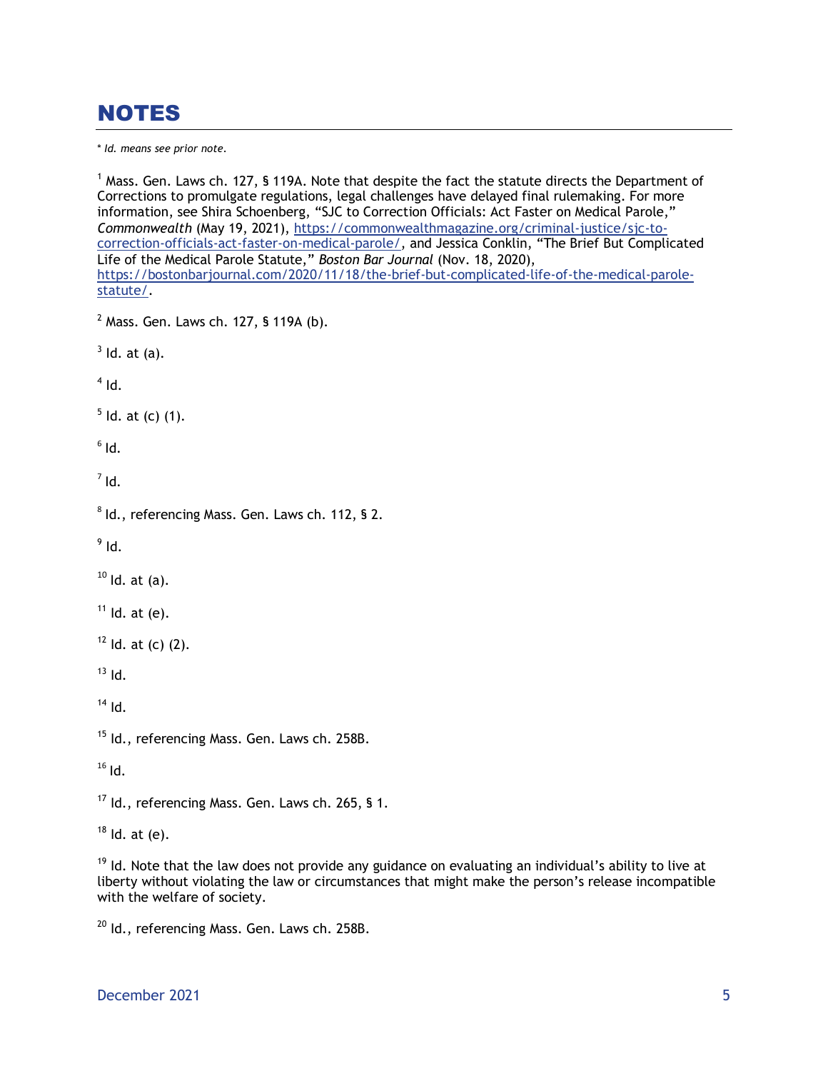# NOTES

\* *Id. means see prior note.*

[1] Mass. Gen. Laws ch. 127, § 119A. Note that despite the fact the statute directs the Department of Corrections to promulgate regulations, legal challenges have delayed final rulemaking. For more information, see Shira Schoenberg, "SJC to Correction Officials: Act Faster on Medical Parole," *Commonwealth* (May 19, 2021), https://commonwealthmagazine.org/criminal-justice/sjc-to-correction-officials-act-faster-on-medical-parole/, and Jessica Conklin, "The Brief But Complicated Life of the Medical Parole Statute," *Boston Bar Journal* (Nov. 18, 2020), https://bostonbarjournal.com/2020/11/18/the-brief-but-complicated-life-of-the-medical-parole-statute/.

[2] Mass. Gen. Laws ch. 127, § 119A (b).

[3] Id. at (a).

[4] Id.

[5] Id. at (c) (1).

[6] Id.

[7] Id.

[8] Id., referencing Mass. Gen. Laws ch. 112, § 2.

[9] Id.

[10] Id. at (a).

[11] Id. at (e).

[12] Id. at (c) (2).

[13] Id.

[14] Id.

[15] Id., referencing Mass. Gen. Laws ch. 258B.

[16] Id.

[17] Id., referencing Mass. Gen. Laws ch. 265, § 1.

[18] Id. at (e).

[19] Id. Note that the law does not provide any guidance on evaluating an individual's ability to live at liberty without violating the law or circumstances that might make the person's release incompatible with the welfare of society.

[20] Id., referencing Mass. Gen. Laws ch. 258B.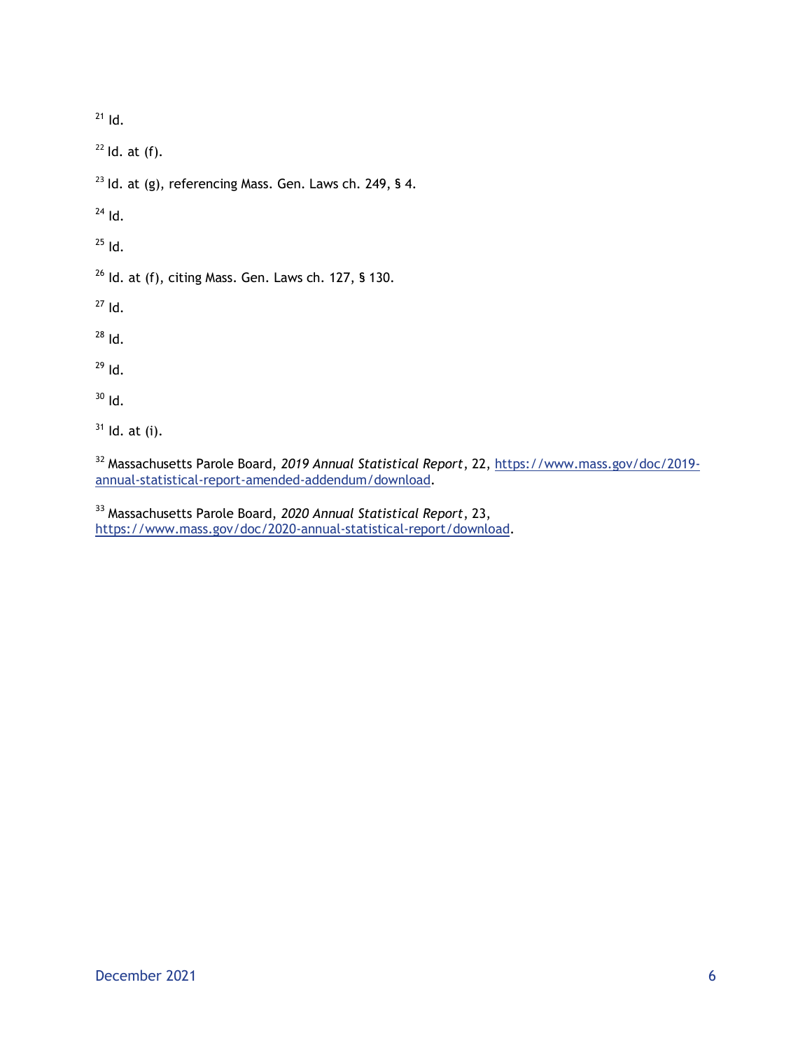[21] Id.

[22] Id. at (f).

[23] Id. at (g), referencing Mass. Gen. Laws ch. 249, § 4.

[24] Id.

[25] Id.

[26] Id. at (f), citing Mass. Gen. Laws ch. 127, § 130.

[27] Id.

[28] Id.

[29] Id.

[30] Id.

[31] Id. at (i).

[32] Massachusetts Parole Board, *2019 Annual Statistical Report*, 22, https://www.mass.gov/doc/2019-annual-statistical-report-amended-addendum/download.

[33] Massachusetts Parole Board, *2020 Annual Statistical Report*, 23, https://www.mass.gov/doc/2020-annual-statistical-report/download.